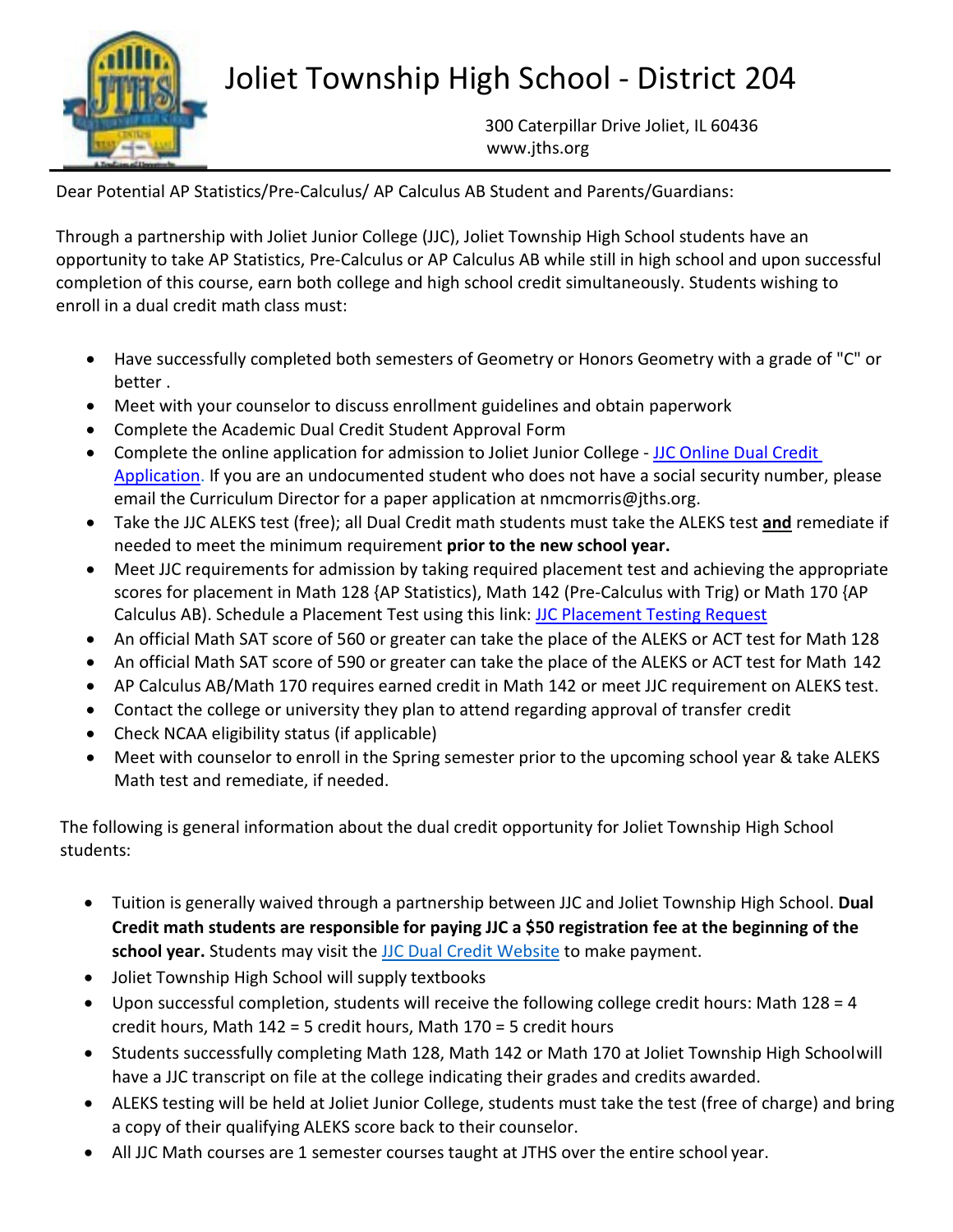# Joliet Township High School - District 204

300 Caterpillar Drive Joliet, IL 60436
www.jths.org

Dear Potential AP Statistics/Pre-Calculus/ AP Calculus AB Student and Parents/Guardians:

Through a partnership with Joliet Junior College (JJC), Joliet Township High School students have an opportunity to take AP Statistics, Pre-Calculus or AP Calculus AB while still in high school and upon successful completion of this course, earn both college and high school credit simultaneously. Students wishing to enroll in a dual credit math class must:

- Have successfully completed both semesters of Geometry or Honors Geometry with a grade of "C" or better .
- Meet with your counselor to discuss enrollment guidelines and obtain paperwork
- Complete the Academic Dual Credit Student Approval Form
- Complete the online application for admission to Joliet Junior College - [JJC Online Dual Credit Application](). If you are an undocumented student who does not have a social security number, please email the Curriculum Director for a paper application at nmcmorris@jths.org.
- Take the JJC ALEKS test (free); all Dual Credit math students must take the ALEKS test **and** remediate if needed to meet the minimum requirement **prior to the new school year.**
- Meet JJC requirements for admission by taking required placement test and achieving the appropriate scores for placement in Math 128 {AP Statistics), Math 142 (Pre-Calculus with Trig) or Math 170 {AP Calculus AB). Schedule a Placement Test using this link: [JJC Placement Testing Request]()
- An official Math SAT score of 560 or greater can take the place of the ALEKS or ACT test for Math 128
- An official Math SAT score of 590 or greater can take the place of the ALEKS or ACT test for Math 142
- AP Calculus AB/Math 170 requires earned credit in Math 142 or meet JJC requirement on ALEKS test.
- Contact the college or university they plan to attend regarding approval of transfer credit
- Check NCAA eligibility status (if applicable)
- Meet with counselor to enroll in the Spring semester prior to the upcoming school year & take ALEKS Math test and remediate, if needed.

The following is general information about the dual credit opportunity for Joliet Township High School students:

- Tuition is generally waived through a partnership between JJC and Joliet Township High School. **Dual Credit math students are responsible for paying JJC a $50 registration fee at the beginning of the school year.** Students may visit the [JJC Dual Credit Website]() to make payment.
- Joliet Township High School will supply textbooks
- Upon successful completion, students will receive the following college credit hours: Math 128 = 4 credit hours, Math 142 = 5 credit hours, Math 170 = 5 credit hours
- Students successfully completing Math 128, Math 142 or Math 170 at Joliet Township High Schoolwill have a JJC transcript on file at the college indicating their grades and credits awarded.
- ALEKS testing will be held at Joliet Junior College, students must take the test (free of charge) and bring a copy of their qualifying ALEKS score back to their counselor.
- All JJC Math courses are 1 semester courses taught at JTHS over the entire school year.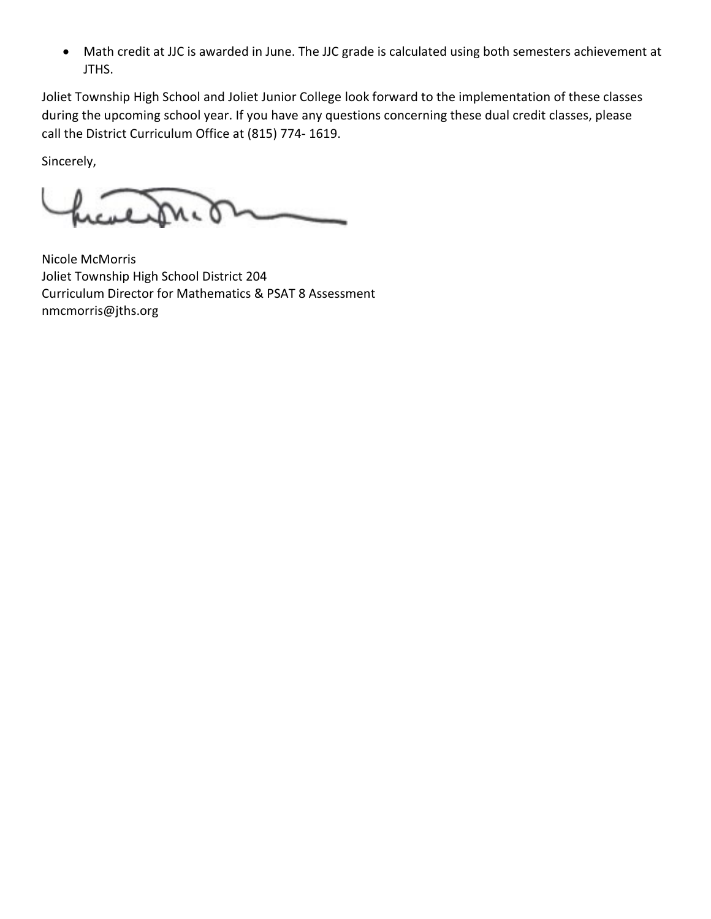- Math credit at JJC is awarded in June. The JJC grade is calculated using both semesters achievement at JTHS.

Joliet Township High School and Joliet Junior College look forward to the implementation of these classes during the upcoming school year. If you have any questions concerning these dual credit classes, please call the District Curriculum Office at (815) 774- 1619.

Sincerely,

Nicole McMorris
Joliet Township High School District 204
Curriculum Director for Mathematics & PSAT 8 Assessment
nmcmorris@jths.org